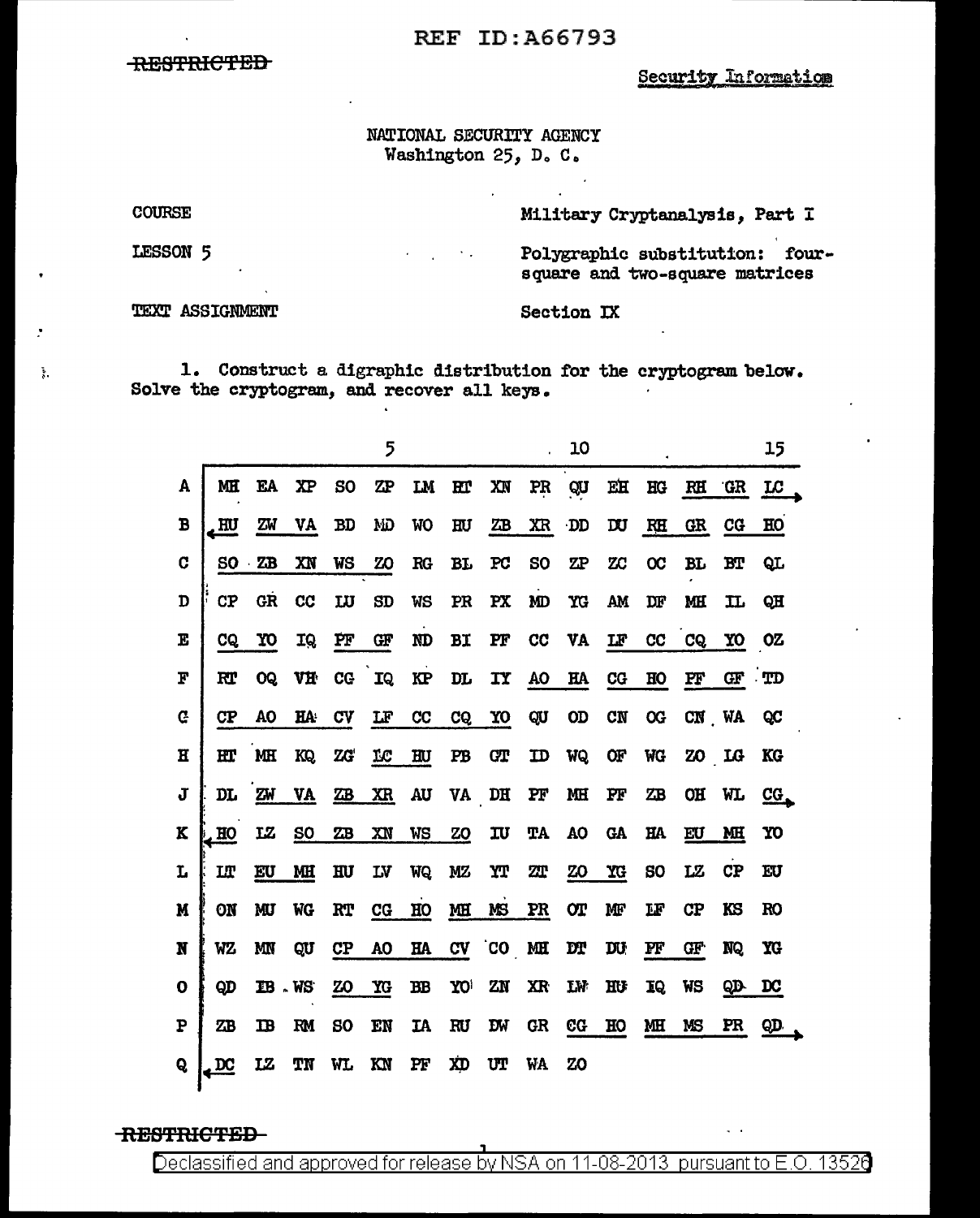REF ID:A66793

~~RESTRICTED~~

Security Information

NATIONAL SECURITY AGENCY
Washington 25, D. C.

COURSE — Military Cryptanalysis, Part I

LESSON 5 — Polygraphic substitution: four-square and two-square matrices

TEXT ASSIGNMENT — Section IX

1. Construct a digraphic distribution for the cryptogram below. Solve the cryptogram, and recover all keys.

| | 1 | 2 | 3 | 4 | 5 | 6 | 7 | 8 | 9 | 10 | 11 | 12 | 13 | 14 | 15 |
|---|---|---|---|---|---|---|---|---|---|---|---|---|---|---|---|
| A | MH | EA | XP | SO | ZP | LM | HT | XN | PR | QU | EH | HG | RH | GR | LC |
| B | HU | ZW | VA | BD | MD | WO | HU | ZB | XR | DD | DU | RH | GR | CG | HO |
| C | SO | ZB | XN | WS | ZO | RG | BL | PC | SO | ZP | ZC | OC | BL | BT | QL |
| D | CP | GR | CC | LU | SD | WS | PR | PX | MD | YG | AM | DF | MH | IL | QH |
| E | CQ | YO | IQ | PF | GF | ND | BI | PF | CC | VA | LF | CC | CQ | YO | OZ |
| F | RT | OQ | VH | CG | IQ | KP | DL | IY | AO | HA | CG | HO | PF | GF | TD |
| G | CP | AO | HA | CV | LF | CC | CQ | YO | QU | OD | CN | OG | CN | WA | QC |
| H | HT | MH | KQ | ZG | LC | HU | PB | GT | ID | WQ | OF | WG | ZO | LG | KG |
| J | DL | ZW | VA | ZB | XR | AU | VA | DH | PF | MH | PF | ZB | OH | WL | CG |
| K | HO | LZ | SO | ZB | XN | WS | ZO | IU | TA | AO | GA | HA | EU | MH | YO |
| L | LT | EU | MH | HU | LV | WQ | MZ | YT | ZT | ZO | YG | SO | LZ | CP | EU |
| M | ON | MU | WG | RT | CG | HO | MH | MS | PR | OT | MF | LF | CP | KS | RO |
| N | WZ | MN | QU | CP | AO | HA | CV | CO | MH | DT | DU | PF | GF | NQ | YG |
| O | QD | IB | WS | ZO | YG | BB | YO | ZN | XR | LW | HU | IQ | WS | QD | DC |
| P | ZB | IB | RM | SO | EN | IA | RU | DW | GR | CG | HO | MH | MS | PR | QD |
| Q | DC | LZ | TN | WL | KN | PF | XD | UT | WA | ZO | | | | | |

~~RESTRICTED~~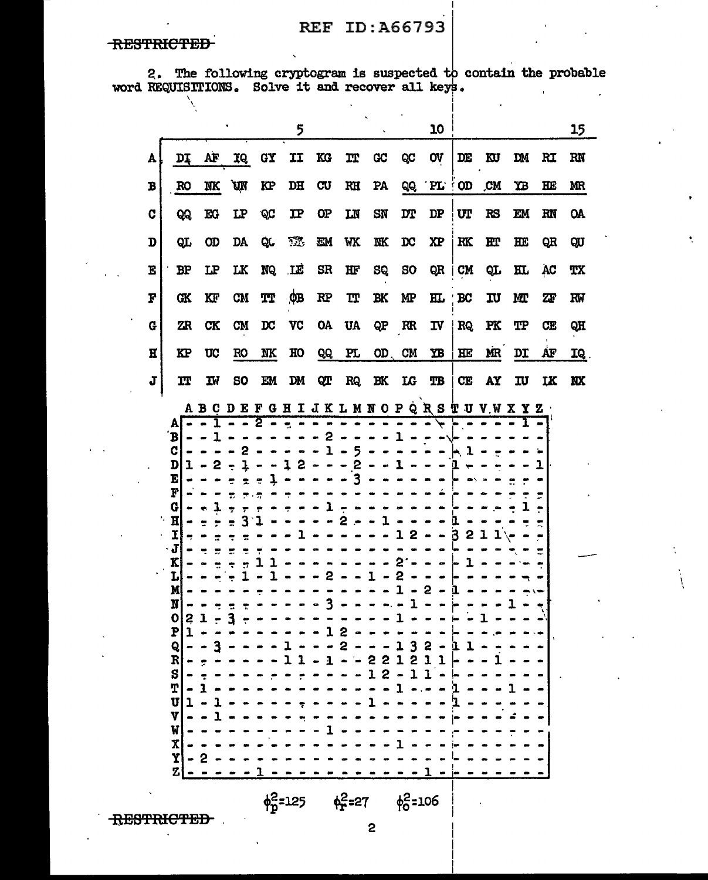2. The following cryptogram is suspected to contain the probable word REQUISITIONS. Solve it and recover all keys.

| | 1 | 2 | 3 | 4 | 5 | 6 | 7 | 8 | 9 | 10 | 11 | 12 | 13 | 14 | 15 |
|---|---|---|---|---|---|---|---|---|---|---|---|---|---|---|---|
| A | DI | AF | IQ | GY | II | KG | IT | GC | QC | OV | DE | KU | DM | RI | RN |
| B | RO | NK | UN | KP | DH | CU | RH | PA | QQ | PL | OD | CM | YB | HE | MR |
| C | QQ | EG | LP | QC | IP | OP | LN | SN | DT | DP | UT | RS | EM | RN | OA |
| D | QL | OD | DA | QC | QL | EM | WK | NK | DC | XP | RK | HT | HE | QR | QU |
| E | BP | LP | LK | NQ | LE | SR | HF | SQ | SO | QR | CM | QL | HL | AC | TX |
| F | GK | KF | CM | TT | OB | RP | TT | BK | MP | HL | BC | IU | MT | ZF | RW |
| G | ZR | CK | CM | DC | VC | OA | UA | QP | RR | IV | RQ | PK | TP | CE | QH |
| H | KP | UC | RO | NK | HO | QQ | PL | OD | CM | YB | HE | MR | DI | AF | IQ |
| J | IT | IW | SO | EM | DM | QT | RQ | BK | LG | TB | CE | AY | IU | LK | NX |

| | A | B | C | D | E | F | G | H | I | J | K | L | M | N | O | P | Q | R | S | T | U | V | W | X | Y | Z |
|---|---|---|---|---|---|---|---|---|---|---|---|---|---|---|---|---|---|---|---|---|---|---|---|---|---|---|
| A | - | - | 1 | - | - | 2 | - | - | - | - | - | - | - | - | - | - | - | - | - | - | - | - | - | - | 1 | - |
| B | - | - | 1 | - | - | - | - | - | - | - | 2 | - | - | - | - | 1 | - | - | - | - | - | - | - | - | - | - |
| C | - | - | - | - | 2 | - | - | - | - | - | 1 | - | 5 | - | - | - | - | - | - | - | 1 | - | - | - | - | - |
| D | 1 | - | 2 | - | 1 | - | - | 1 | 2 | - | - | - | 2 | - | - | 1 | - | - | - | 1 | - | - | - | - | - | 1 |
| E | - | - | - | - | - | - | 1 | - | - | - | - | - | 3 | - | - | - | - | - | - | - | - | - | - | - | - | - |
| F | - | - | - | - | - | - | - | - | - | - | - | - | - | - | - | - | - | - | - | - | - | - | - | - | - | - |
| G | - | - | 1 | - | - | - | - | - | - | - | 1 | - | - | - | - | - | - | - | - | - | - | - | - | - | 1 | - |
| H | - | - | - | - | 3 | 1 | - | - | - | - | - | 2 | - | - | 1 | - | - | - | - | 1 | - | - | - | - | - | - |
| I | - | - | - | - | - | - | - | - | 1 | - | - | - | - | - | - | 1 | 2 | - | - | 3 | 2 | 1 | 1 | - | - | - |
| J | - | - | - | - | - | - | - | - | - | - | - | - | - | - | - | - | - | - | - | - | - | - | - | - | - | - |
| K | - | - | - | - | - | 1 | 1 | - | - | - | - | - | - | - | - | 2 | - | - | - | - | 1 | - | - | - | - | - |
| L | - | - | - | - | 1 | - | 1 | - | - | - | 2 | - | - | 1 | - | 2 | - | - | - | - | - | - | - | - | - | - |
| M | - | - | - | - | - | - | - | - | - | - | - | - | - | - | - | 1 | - | 2 | - | 1 | - | - | - | - | - | - |
| N | - | - | - | - | - | - | - | - | - | - | 3 | - | - | - | - | - | 1 | - | - | - | - | - | - | 1 | - | - |
| O | 2 | 1 | - | 3 | - | - | - | - | - | - | - | - | - | - | - | 1 | - | - | - | - | - | 1 | - | - | - | - |
| P | 1 | - | - | - | - | - | - | - | - | - | 1 | 2 | - | - | - | - | - | - | - | - | - | - | - | - | - | - |
| Q | - | - | 3 | - | - | - | - | 1 | - | - | - | 2 | - | - | - | 1 | 3 | 2 | - | 1 | 1 | - | - | - | - | - |
| R | - | - | - | - | - | - | - | 1 | 1 | - | 1 | - | - | 2 | 2 | 1 | 2 | 1 | 1 | - | - | - | 1 | - | - | - |
| S | - | - | - | - | - | - | - | - | - | - | - | - | - | 1 | 2 | - | 1 | 1 | - | - | - | - | - | - | - | - |
| T | - | 1 | - | - | - | - | - | - | - | - | - | - | - | - | - | 1 | - | - | - | 1 | - | - | - | 1 | - | - |
| U | 1 | - | 1 | - | - | - | - | - | - | - | - | - | - | 1 | - | - | - | - | - | 1 | - | - | - | - | - | - |
| V | - | - | 1 | - | - | - | - | - | - | - | - | - | - | - | - | - | - | - | - | - | - | - | - | - | - | - |
| W | - | - | - | - | - | - | - | - | - | - | 1 | - | - | - | - | - | - | - | - | - | - | - | - | - | - | - |
| X | - | - | - | - | - | - | - | - | - | - | - | - | - | - | - | 1 | - | - | - | - | - | - | - | - | - | - |
| Y | - | 2 | - | - | - | - | - | - | - | - | - | - | - | - | - | - | - | - | - | - | - | - | - | - | - | - |
| Z | - | - | - | - | - | 1 | - | - | - | - | - | - | - | - | - | - | - | 1 | - | - | - | - | - | - | - | - |

$\phi_p^2=125$ $\phi_r^2=27$ $\phi_o^2=106$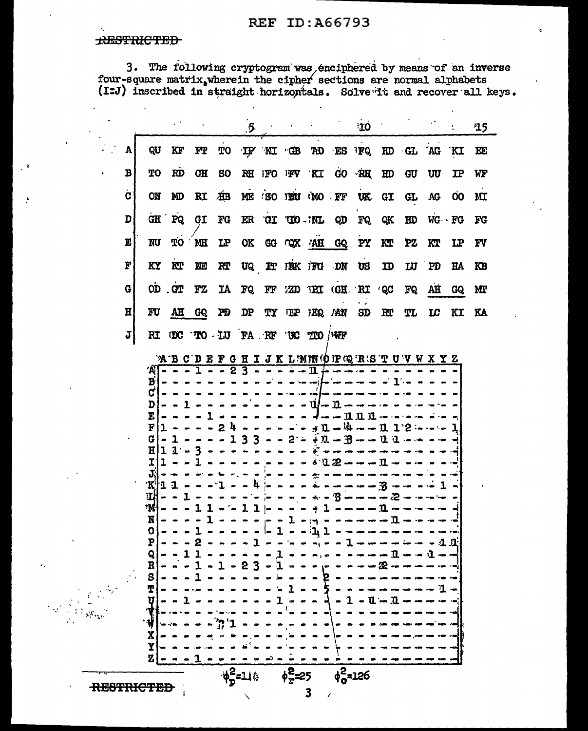3. The following cryptogram was enciphered by means of an inverse four-square matrix, wherein the cipher sections are normal alphabets (I=J) inscribed in straight horizontals. Solve it and recover all keys.

| | 1 | 2 | 3 | 4 | 5 | 6 | 7 | 8 | 9 | 10 | 11 | 12 | 13 | 14 | 15 |
|---|---|---|---|---|---|---|---|---|---|---|---|---|---|---|---|
| A | QU | KF | FT | TO | IP | KI | GB | AD | ES | FQ | HD | GL | AG | KI | EE |
| B | TO | RD | GH | SO | RH | FO | FV | KI | GO | RH | HD | GU | UU | IP | WF |
| C | ON | MD | RI | HB | ME | SO | BU | MO | FF | UK | GI | GL | AG | OO | MI |
| D | GH | PQ | GI | FG | ER | GI | UO | NL | QD | FQ | QK | HD | WG | FG | FG |
| E | NU | TO | MH | LP | OK | GG | QX | AH | GQ | PY | KT | PZ | KT | LP | FV |
| F | KY | KT | NE | RT | UQ | FT | HK | FG | DN | US | ID | LU | PD | HA | KB |
| G | OD | GT | FZ | IA | FQ | FF | ZD | HI | GH | RI | QC | FQ | AH | GQ | MT |
| H | FU | AH | GQ | PD | DP | TY | EP | EQ | AN | SD | RT | TL | LC | KI | KA |
| J | RI | EC | TO | LU | FA | RF | UC | TO | WF | | | | | | |

| | A | B | C | D | E | F | G | H | I | J | K | L | M | N | O | P | Q | R | S | T | U | V | W | X | Y | Z |
|---|---|---|---|---|---|---|---|---|---|---|---|---|---|---|---|---|---|---|---|---|---|---|---|---|---|---|
| A | - | - | - | 1 | - | - | 2 | 3 | - | - | - | - | - | 1 | - | - | - | - | - | - | - | - | - | - | - | - |
| B | - | - | - | - | - | - | - | - | - | - | - | - | - | - | - | - | - | - | - | - | 1 | - | - | - | - | - |
| C | - | - | - | - | - | - | - | - | - | - | - | - | - | - | - | - | - | - | - | - | - | - | - | - | - | - |
| D | - | - | - | - | - | - | - | - | - | - | - | - | - | 1 | - | 1 | - | - | - | - | - | - | - | - | - | - |
| E | - | - | 1 | - | 1 | - | - | - | - | - | - | - | - | - | - | 1 | 1 | 1 | 1 | - | - | - | - | - | - | - |
| F | 1 | - | - | - | - | 1 | 4 | - | - | - | - | - | - | - | 1 | - | 4 | - | - | 2 | 1 | 2 | - | - | - | 1 |
| G | - | 1 | - | - | - | - | 1 | 3 | 3 | - | - | 2 | - | - | 1 | - | 2 | - | - | 1 | 1 | - | - | - | - | - |
| H | 1 | 1 | - | 3 | - | - | - | - | 1 | - | 1 | - | - | - | - | - | - | - | - | - | - | - | - | - | - | - |
| I | 1 | - | - | 1 | - | - | - | - | - | - | - | - | - | - | - | 2 | - | - | - | - | - | - | - | - | - | - |
| J | - | - | - | - | - | - | - | - | - | - | - | - | - | - | - | - | - | - | - | - | - | - | - | - | - | - |
| K | 1 | 1 | - | - | - | 1 | - | - | 4 | - | - | - | - | - | - | - | - | - | - | 3 | - | - | - | - | 1 | - |
| L | - | - | 1 | - | - | - | - | - | - | - | - | - | - | - | - | 2 | - | - | - | - | 2 | - | - | - | - | - |
| M | - | - | - | 1 | 1 | - | - | 1 | 1 | - | - | - | - | - | 1 | - | - | - | - | 1 | - | - | - | - | - | - |
| N | - | - | - | - | 1 | - | - | - | - | - | - | 1 | - | - | - | - | - | - | - | - | 1 | - | - | - | - | - |
| O | - | - | - | 1 | - | - | - | - | - | - | 1 | - | - | 1 | 1 | - | - | - | - | - | - | - | - | - | - | - |
| P | - | - | - | 2 | - | - | - | - | - | - | - | - | - | - | - | - | 1 | - | - | - | - | - | - | - | 1 | 1 |
| Q | - | - | 1 | 1 | - | - | - | - | - | - | 1 | - | - | - | - | - | - | - | - | - | 1 | - | - | 1 | - | - |
| R | - | - | - | 1 | - | 1 | - | 2 | 3 | - | - | - | - | - | - | - | - | - | - | 2 | - | - | - | - | - | - |
| S | - | - | - | 1 | - | - | - | - | - | - | - | - | - | - | 2 | - | - | - | - | - | - | - | - | - | - | - |
| T | - | - | - | - | - | - | - | - | - | - | - | 1 | - | - | 5 | - | - | - | - | - | - | - | - | - | 1 | - |
| U | - | - | 1 | - | - | - | - | - | - | - | 1 | - | - | - | 1 | - | 1 | - | 1 | - | 1 | - | - | - | - | - |
| V | - | - | - | - | - | - | - | - | - | - | - | - | - | - | - | - | - | - | - | - | - | - | - | - | - | - |
| W | - | - | - | - | - | 2 | 1 | - | - | - | - | - | - | - | - | - | - | - | - | - | - | - | - | - | - | - |
| X | - | - | - | - | - | - | - | - | - | - | - | - | - | - | - | - | - | - | - | - | - | - | - | - | - | - |
| Y | - | - | - | - | - | - | - | - | - | - | - | - | - | - | - | - | - | - | - | - | - | - | - | - | - | - |
| Z | - | - | - | 1 | - | - | - | - | - | - | - | - | - | - | - | - | - | - | - | - | - | - | - | - | - | - |

$\phi_p^2=114$ $\phi_r^2=25$ $\phi_o^2=126$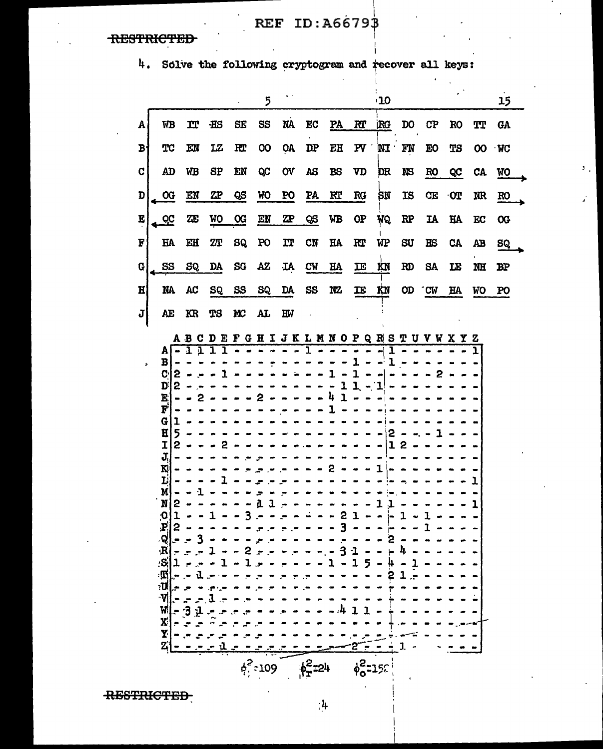4. Solve the following cryptogram and recover all keys:

| | 1 | 2 | 3 | 4 | 5 | 6 | 7 | 8 | 9 | 10 | 11 | 12 | 13 | 14 | 15 |
|---|---|---|---|---|---|---|---|---|---|---|---|---|---|---|---|
| A | WB | IT | HS | SE | SS | NA | EC | PA | RT | RG | DO | CP | RO | TT | GA |
| B | TC | EN | LZ | RT | OO | OA | DP | EH | PV | NI | FN | EO | TS | OO | WC |
| C | AD | WB | SP | EN | QC | OV | AS | BS | VD | DR | NS | RO | QC | CA | WO |
| D | OG | EN | ZP | QS | WO | PO | PA | RT | RG | SN | IS | CE | OT | NR | RO |
| E | QC | ZE | WO | OG | EN | ZP | QS | WB | OP | WQ | RP | IA | HA | EC | OG |
| F | HA | EH | ZT | SQ | PO | IT | CN | HA | RT | WP | SU | HS | CA | AB | SQ |
| G | SS | SQ | DA | SG | AZ | IA | CW | HA | IE | KN | RD | SA | IE | NH | BP |
| H | NA | AC | SQ | SS | SQ | DA | SS | NZ | IE | KN | OD | CW | HA | WO | PO |
| J | AE | KR | TS | MC | AL | HW | | | | | | | | | |

| | A | B | C | D | E | F | G | H | I | J | K | L | M | N | O | P | Q | R | S | T | U | V | W | X | Y | Z |
|---|---|---|---|---|---|---|---|---|---|---|---|---|---|---|---|---|---|---|---|---|---|---|---|---|---|---|
| A | - | 1 | 1 | 1 | 1 | - | - | - | - | - | - | 1 | - | - | - | - | - | - | 1 | - | - | - | - | - | - | 1 |
| B | - | - | - | - | - | - | - | - | - | - | - | - | - | - | - | 1 | - | - | 1 | - | - | - | - | - | - | - |
| C | 2 | - | - | - | 1 | - | - | - | - | - | - | - | - | 1 | - | 1 | - | - | - | - | - | - | 2 | - | - | - |
| D | 2 | - | - | - | - | - | - | - | - | - | - | - | - | - | 1 | 1 | - | 1 | - | - | - | - | - | - | - | - |
| E | - | - | 2 | - | - | - | - | 2 | - | - | - | - | - | 4 | 1 | - | - | - | - | - | - | - | - | - | - | - |
| F | - | - | - | - | - | - | - | - | - | - | - | - | - | 1 | - | - | - | - | - | - | - | - | - | - | - | - |
| G | 1 | - | - | - | - | - | - | - | - | - | - | - | - | - | - | - | - | - | - | - | - | - | - | - | - | - |
| H | 5 | - | - | - | - | - | - | - | - | - | - | - | - | - | - | - | - | - | 2 | - | - | - | 1 | - | - | - |
| I | 2 | - | - | - | 2 | - | - | - | - | - | - | - | - | - | - | - | - | - | 1 | 2 | - | - | - | - | - | - |
| J | - | - | - | - | - | - | - | - | - | - | - | - | - | - | - | - | - | - | - | - | - | - | - | - | - | - |
| K | - | - | - | - | - | - | - | - | - | - | - | - | - | 2 | - | - | - | 1 | - | - | - | - | - | - | - | - |
| L | - | - | - | - | 1 | - | - | - | - | - | - | - | - | - | - | - | - | - | - | - | - | - | - | - | - | 1 |
| M | - | - | 1 | - | - | - | - | - | - | - | - | - | - | - | - | - | - | - | - | - | - | - | - | - | - | - |
| N | 2 | - | - | - | - | - | - | 1 | 1 | - | - | - | - | - | - | - | - | 1 | 1 | - | - | - | - | - | - | 1 |
| O | 1 | - | - | 1 | - | - | 3 | - | - | - | - | - | - | - | 2 | 1 | - | - | - | 1 | - | 1 | - | - | - | - |
| P | 2 | - | - | - | - | - | - | - | - | - | - | - | - | - | 3 | - | - | - | - | - | - | 1 | - | - | - | - |
| Q | - | - | 3 | - | - | - | - | - | - | - | - | - | - | - | - | - | - | - | 2 | - | - | - | - | - | - | - |
| R | - | - | - | 1 | - | - | 2 | - | - | - | - | - | - | - | 3 | 1 | - | - | - | 4 | - | - | - | - | - | - |
| S | 1 | - | - | - | 1 | - | 1 | - | - | - | - | - | - | 1 | - | 1 | 5 | - | 4 | - | 1 | - | - | - | - | - |
| T | - | - | 1 | - | - | - | - | - | - | - | - | - | - | - | - | - | - | - | 2 | 1 | - | - | - | - | - | - |
| U | - | - | - | - | - | - | - | - | - | - | - | - | - | - | - | - | - | - | - | - | - | - | - | - | - | - |
| V | - | - | - | 1 | - | - | - | - | - | - | - | - | - | - | - | - | - | - | - | - | - | - | - | - | - | - |
| W | - | 3 | 1 | - | - | - | - | - | - | - | - | - | - | - | 4 | 1 | 1 | - | - | - | - | - | - | - | - | - |
| X | - | - | - | - | - | - | - | - | - | - | - | - | - | - | - | - | - | - | - | - | - | - | - | - | - | - |
| Y | - | - | - | - | - | - | - | - | - | - | - | - | - | - | - | - | - | - | - | - | - | - | - | - | - | - |
| Z | - | - | - | - | 1 | - | - | - | - | - | - | - | - | - | - | 2 | - | - | - | 1 | - | - | - | - | - | - |

$\phi_{?}^2=109$ $\phi_r^2=24$ $\phi_o^2=15?$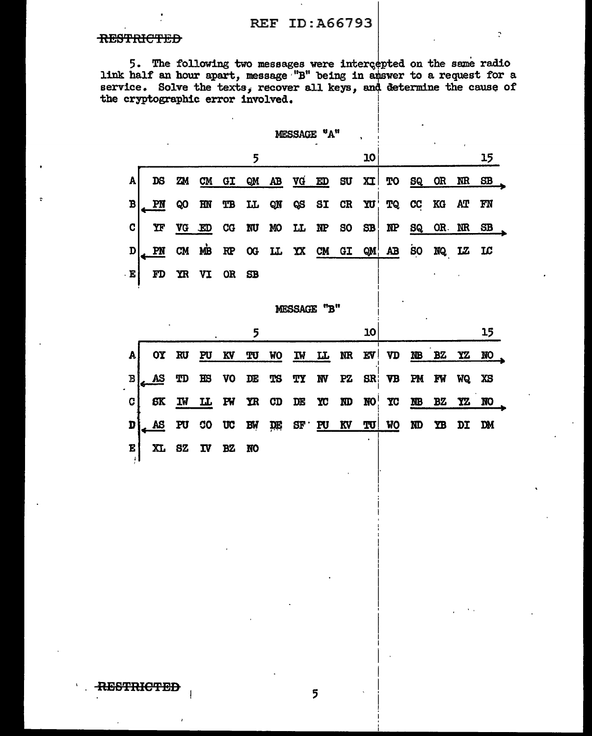~~RESTRICTED~~

5. The following two messages were intercepted on the same radio link half an hour apart, message "B" being in answer to a request for a service. Solve the texts, recover all keys, and determine the cause of the cryptographic error involved.

MESSAGE "A"

| | 1 | 2 | 3 | 4 | 5 | 6 | 7 | 8 | 9 | 10 | 11 | 12 | 13 | 14 | 15 | |
|---|---|---|---|---|---|---|---|---|---|---|---|---|---|---|---|---|
| A | DS | ZM | CM | GI | QM | AB | VG | ED | SU | XI | TO | SQ | OR | NR | SB | → |
| B ← | PN | QO | HN | TB | LL | QN | QS | SI | CR | YU | TQ | CC | KG | AT | FN | |
| C | YF | VG | ED | CG | NU | MO | LL | NP | SO | SB | NP | SQ | OR | NR | SB | → |
| D ← | PN | CM | MB | RP | OG | LL | YX | CM | GI | QM | AB | SO | NQ | LZ | LC | |
| E | FD | YR | VI | OR | SB | | | | | | | | | | | |

MESSAGE "B"

| | 1 | 2 | 3 | 4 | 5 | 6 | 7 | 8 | 9 | 10 | 11 | 12 | 13 | 14 | 15 | |
|---|---|---|---|---|---|---|---|---|---|---|---|---|---|---|---|---|
| A | OY | RU | PU | KV | TU | WO | IW | LL | NR | EV | VD | NB | BZ | YZ | NO | → |
| B ← | AS | TD | HS | VO | DE | TS | TY | NV | PZ | SR | VB | PM | FW | WQ | XS | |
| C | SK | IW | LL | PW | YR | CD | DE | YC | ND | NO | YC | NB | BZ | YZ | NO | → |
| D ← | AS | PU | CO | UC | BW | DE | SF | PU | KV | TU | WO | ND | YB | DI | DM | |
| E | XL | SZ | IV | BZ | NO | | | | | | | | | | | |

~~RESTRICTED~~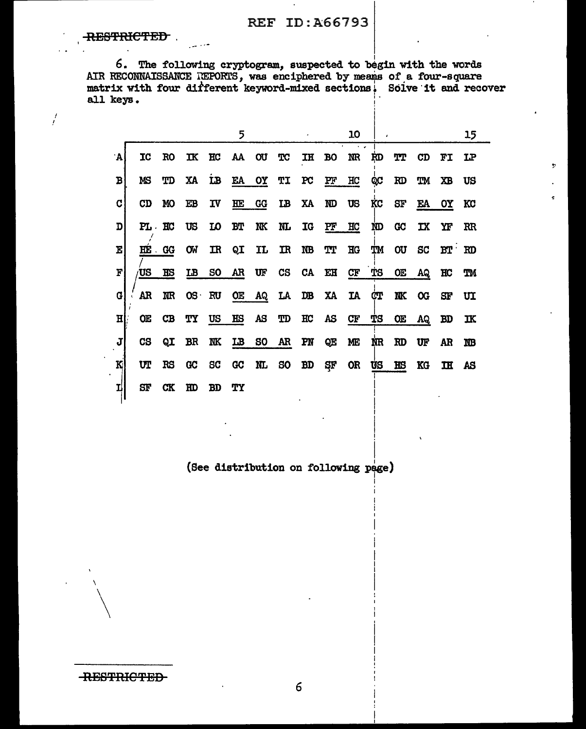RESTRICTED

6. The following cryptogram, suspected to begin with the words AIR RECONNAISSANCE REPORTS, was enciphered by means of a four-square matrix with four different keyword-mixed sections. Solve it and recover all keys.

| | 1 | 2 | 3 | 4 | 5 | 6 | 7 | 8 | 9 | 10 | 11 | 12 | 13 | 14 | 15 |
|---|---|---|---|---|---|---|---|---|---|---|---|---|---|---|---|
| A | IC | RO | IK | HC | AA | OU | TC | IH | BO | NR | RD | TT | CD | FI | LP |
| B | MS | TD | XA | LB | EA | OY | TI | PC | PF | HC | QC | RD | TM | XB | US |
| C | CD | MO | EB | IV | HE | GG | LB | XA | ND | US | KC | SF | EA | OY | KC |
| D | PL | HC | US | LO | BT | NK | NL | IG | PF | HC | ND | GC | IX | YF | RR |
| E | HE | GG | OW | IR | QI | IL | IR | NB | TT | HG | TM | OU | SC | BT | RD |
| F | US | HS | LB | SO | AR | UF | CS | CA | EH | CF | TS | OE | AQ | HC | TM |
| G | AR | NR | OS | RU | OE | AQ | LA | DB | XA | IA | CT | NK | OG | SF | UI |
| H | OE | CB | TY | US | HS | AS | TD | HC | AS | CF | TS | OE | AQ | BD | IK |
| J | CS | QI | BR | NK | LB | SO | AR | FN | QE | ME | NR | RD | UF | AR | NB |
| K | UT | RS | GC | SC | GC | NL | SO | BD | SF | OR | US | HS | KG | IH | AS |
| L | SF | CK | HD | BD | TY | | | | | | | | | | |

(See distribution on following page)

RESTRICTED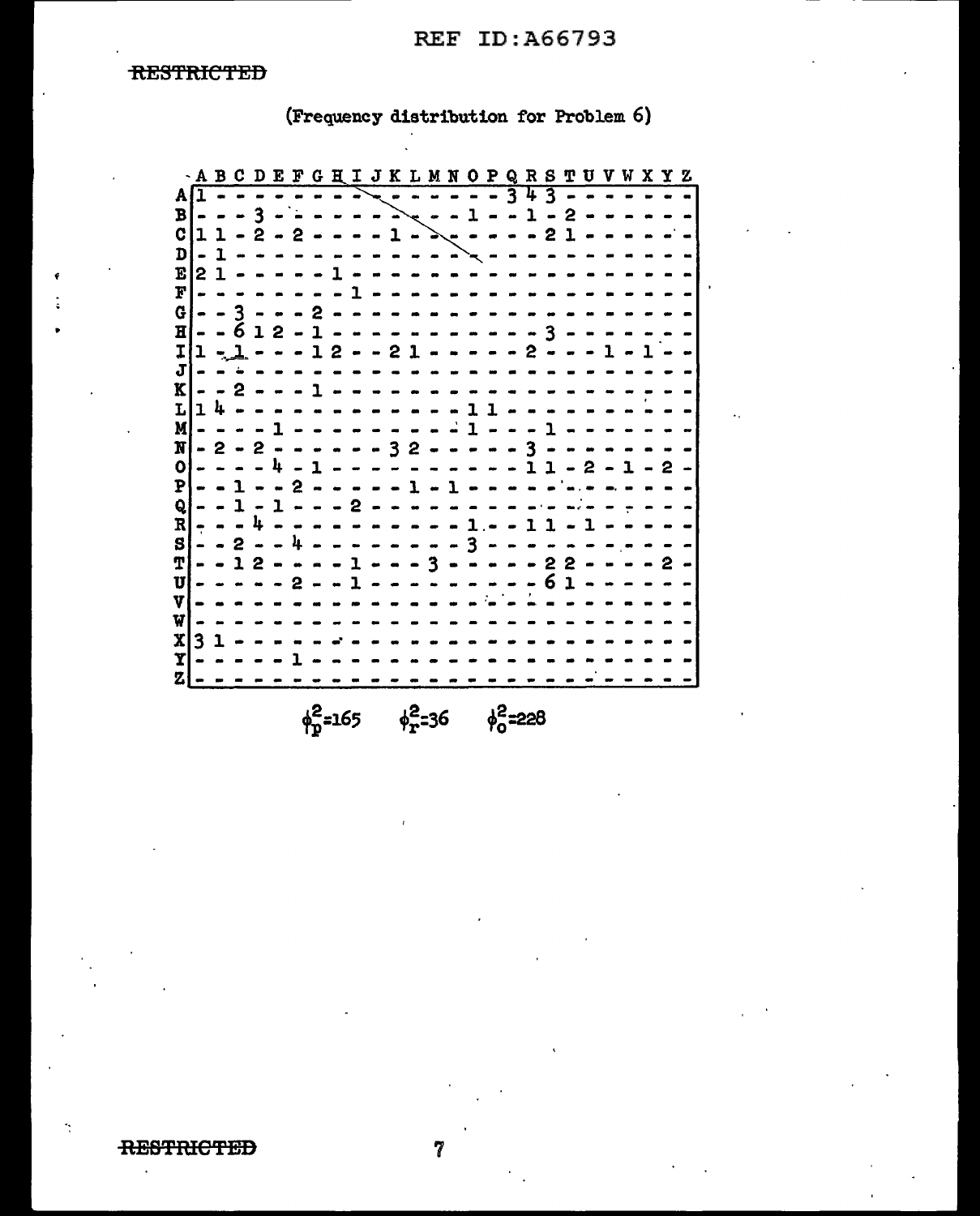(Frequency distribution for Problem 6)

| | A | B | C | D | E | F | G | H | I | J | K | L | M | N | O | P | Q | R | S | T | U | V | W | X | Y | Z |
|---|---|---|---|---|---|---|---|---|---|---|---|---|---|---|---|---|---|---|---|---|---|---|---|---|---|---|
| **A** | 1 | - | - | - | - | - | - | - | - | - | - | - | - | - | - | - | 3 | 4 | 3 | - | - | - | - | - | - | - |
| **B** | - | - | - | 3 | - | - | - | - | - | - | - | - | - | - | 1 | - | - | 1 | - | 2 | - | - | - | - | - | - |
| **C** | 1 | 1 | - | 2 | - | 2 | - | - | - | - | 1 | - | - | - | - | - | - | - | 2 | 1 | - | - | - | - | - | - |
| **D** | - | 1 | - | - | - | - | - | - | - | - | - | - | - | - | - | - | - | - | - | - | - | - | - | - | - | - |
| **E** | 2 | 1 | - | - | - | - | - | 1 | - | - | - | - | - | - | - | - | - | - | - | - | - | - | - | - | - | - |
| **F** | - | - | - | - | - | - | - | - | 1 | - | - | - | - | - | - | - | - | - | - | - | - | - | - | - | - | - |
| **G** | - | - | 3 | - | - | - | 2 | - | - | - | - | - | - | - | - | - | - | - | - | - | - | - | - | - | - | - |
| **H** | - | - | 6 | 1 | 2 | - | 1 | - | - | - | - | - | - | - | - | - | - | - | 3 | - | - | - | - | - | - | - |
| **I** | 1 | - | 1 | - | - | - | 1 | 2 | - | - | 2 | 1 | - | - | - | - | - | 2 | - | - | - | 1 | - | 1 | - | - |
| **J** | - | - | - | - | - | - | - | - | - | - | - | - | - | - | - | - | - | - | - | - | - | - | - | - | - | - |
| **K** | - | - | 2 | - | - | - | 1 | - | - | - | - | - | - | - | - | - | - | - | - | - | - | - | - | - | - | - |
| **L** | 1 | 4 | - | - | - | - | - | - | - | - | - | - | - | - | 1 | 1 | - | - | - | - | - | - | - | - | - | - |
| **M** | - | - | - | - | 1 | - | - | - | - | - | - | - | - | - | 1 | - | - | - | 1 | - | - | - | - | - | - | - |
| **N** | - | 2 | - | 2 | - | - | - | - | - | - | 3 | 2 | - | - | - | - | - | 3 | - | - | - | - | - | - | - | - |
| **O** | - | - | - | - | 4 | - | 1 | - | - | - | - | - | - | - | - | - | - | 1 | 1 | - | 2 | - | 1 | - | 2 | - |
| **P** | - | - | 1 | - | - | 2 | - | - | - | - | - | 1 | - | 1 | - | - | - | - | - | - | - | - | - | - | - | - |
| **Q** | - | - | 1 | - | 1 | - | - | - | 2 | - | - | - | - | - | - | - | - | - | - | - | - | - | - | - | - | - |
| **R** | - | - | - | 4 | - | - | - | - | - | - | - | - | - | - | 1 | - | - | 1 | 1 | - | 1 | - | - | - | - | - |
| **S** | - | - | 2 | - | - | 4 | - | - | - | - | - | - | - | - | 3 | - | - | - | - | - | - | - | - | - | - | - |
| **T** | - | - | 1 | 2 | - | - | - | - | 1 | - | - | - | 3 | - | - | - | - | 2 | 2 | - | - | - | - | - | 2 | - |
| **U** | - | - | - | - | - | 2 | - | - | 1 | - | - | - | - | - | - | - | - | - | 6 | 1 | - | - | - | - | - | - |
| **V** | - | - | - | - | - | - | - | - | - | - | - | - | - | - | - | - | - | - | - | - | - | - | - | - | - | - |
| **W** | - | - | - | - | - | - | - | - | - | - | - | - | - | - | - | - | - | - | - | - | - | - | - | - | - | - |
| **X** | 3 | 1 | - | - | - | - | - | - | - | - | - | - | - | - | - | - | - | - | - | - | - | - | - | - | - | - |
| **Y** | - | - | - | - | - | 1 | - | - | - | - | - | - | - | - | - | - | - | - | - | - | - | - | - | - | - | - |
| **Z** | - | - | - | - | - | - | - | - | - | - | - | - | - | - | - | - | - | - | - | - | - | - | - | - | - | - |

$\phi_p^2=165$ $\phi_r^2=36$ $\phi_o^2=228$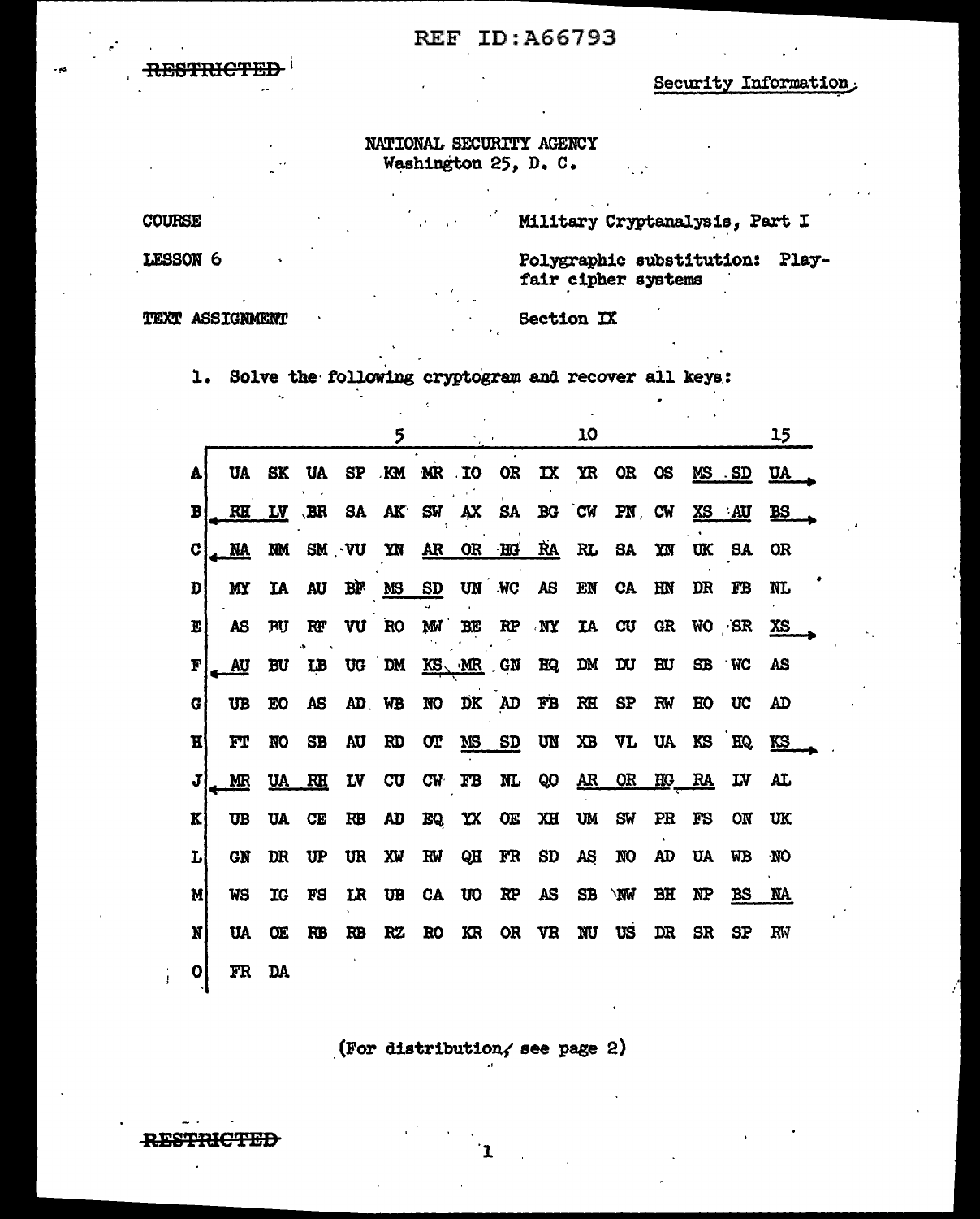REF ID:A66793

~~RESTRICTED~~

Security Information

NATIONAL SECURITY AGENCY
Washington 25, D. C.

COURSE — Military Cryptanalysis, Part I

LESSON 6 — Polygraphic substitution: Playfair cipher systems

TEXT ASSIGNMENT — Section IX

1. Solve the following cryptogram and recover all keys:

| | 1 | 2 | 3 | 4 | 5 | 6 | 7 | 8 | 9 | 10 | 11 | 12 | 13 | 14 | 15 |
|---|---|---|---|---|---|---|---|---|---|---|---|---|---|---|---|
| A | UA | SK | UA | SP | KM | MR | IO | OR | IX | YR | OR | OS | MS | SD | UA |
| B | RH | LV | BR | SA | AK | SW | AX | SA | BG | CW | PN | CW | XS | AU | BS |
| C | NA | NM | SM | VU | YN | AR | OR | HG | RA | RL | SA | YN | UK | SA | OR |
| D | MY | IA | AU | BF | MS | SD | UN | WC | AS | EN | CA | HN | DR | FB | NL |
| E | AS | RU | RF | VU | RO | MW | BE | RP | NY | IA | CU | GR | WO | SR | XS |
| F | AU | BU | LB | UG | DM | KS | MR | GN | HQ | DM | DU | HU | SB | WC | AS |
| G | UB | EO | AS | AD | WB | NO | DK | AD | FB | RH | SP | RW | HO | UC | AD |
| H | FT | NO | SB | AU | RD | OT | MS | SD | UN | XB | VL | UA | KS | HQ | KS |
| J | MR | UA | RH | LV | CU | CW | FB | NL | QO | AR | OR | HG | RA | LV | AL |
| K | UB | UA | CE | RB | AD | EQ | YX | OE | XH | UM | SW | PR | FS | ON | UK |
| L | GN | DR | UP | UR | XW | RW | QH | FR | SD | AS | NO | AD | UA | WB | NO |
| M | WS | IG | FS | LR | UB | CA | UO | RP | AS | SB | NW | BH | NP | BS | NA |
| N | UA | OE | RB | RB | RZ | RO | KR | OR | VR | NU | US | DR | SR | SP | RW |
| O | FR | DA | | | | | | | | | | | | | |

(For distribution, see page 2)

~~RESTRICTED~~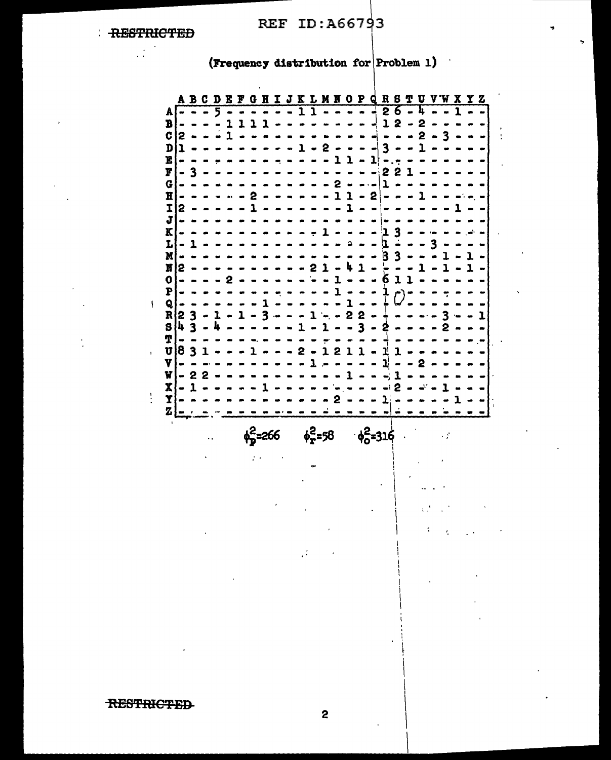RESTRICTED

(Frequency distribution for Problem 1)

| | A | B | C | D | E | F | G | H | I | J | K | L | M | N | O | P | Q | R | S | T | U | V | W | X | Y | Z |
|---|---|---|---|---|---|---|---|---|---|---|---|---|---|---|---|---|---|---|---|---|---|---|---|---|---|---|
| **A** | - | - | - | 5 | - | - | - | - | - | - | 1 | 1 | - | - | - | - | - | 2 | 6 | - | 4 | - | - | 1 | - | - |
| **B** | - | - | - | - | 1 | 1 | 1 | 1 | - | - | - | - | - | - | - | - | - | 1 | 2 | - | 2 | - | - | - | - | - |
| **C** | 2 | - | - | - | 1 | - | - | - | - | - | - | - | - | - | - | - | - | - | - | - | 2 | - | 3 | - | - | - |
| **D** | 1 | - | - | - | - | - | - | - | - | - | 1 | - | 2 | - | - | - | - | 3 | - | - | 1 | - | - | - | - | - |
| **E** | - | - | - | - | - | - | - | - | - | - | - | - | - | 1 | 1 | - | 1 | - | - | - | - | - | - | - | - | - |
| **F** | - | 3 | - | - | - | - | - | - | - | - | - | - | - | - | - | - | - | 2 | 2 | 1 | - | - | - | - | - | - |
| **G** | - | - | - | - | - | - | - | - | - | - | - | - | - | 2 | - | - | - | 1 | - | - | - | - | - | - | - | - |
| **H** | - | - | - | - | - | - | 2 | - | - | - | - | - | - | 1 | 1 | - | 2 | - | - | - | 1 | - | - | - | - | - |
| **I** | 2 | - | - | - | - | - | 1 | - | - | - | - | - | - | - | 1 | - | - | - | - | - | - | - | - | 1 | - | - |
| **J** | - | - | - | - | - | - | - | - | - | - | - | - | - | - | - | - | - | - | - | - | - | - | - | - | - | - |
| **K** | - | - | - | - | - | - | - | - | - | - | - | - | 1 | - | - | - | - | 1 | 3 | - | - | - | - | - | - | - |
| **L** | - | 1 | - | - | - | - | - | - | - | - | - | - | - | - | - | - | - | 1 | - | - | - | 3 | - | - | - | - |
| **M** | - | - | - | - | - | - | - | - | - | - | - | - | - | - | - | - | - | 3 | 3 | - | - | - | 1 | - | 1 | - |
| **N** | 2 | - | - | - | - | - | - | - | - | - | - | 2 | 1 | - | 4 | 1 | - | - | - | - | 1 | - | 1 | - | 1 | - |
| **O** | - | - | - | - | 2 | - | - | - | - | - | - | - | - | 1 | - | - | - | 6 | 1 | 1 | - | - | - | - | - | - |
| **P** | - | - | - | - | - | - | - | - | - | - | - | - | - | 1 | - | - | - | 1 | - | - | - | - | - | - | - | - |
| **Q** | - | - | - | - | - | - | - | 1 | - | - | - | - | - | - | 1 | - | - | - | - | - | - | - | - | - | - | - |
| **R** | 2 | 3 | - | 1 | - | 1 | - | 3 | - | - | - | 1 | - | - | 2 | 2 | - | - | - | - | - | - | 3 | - | - | 1 |
| **S** | 4 | 3 | - | 4 | - | - | - | - | - | - | 1 | - | 1 | - | - | 3 | - | 2 | - | - | - | - | 2 | - | - | - |
| **T** | - | - | - | - | - | - | - | - | - | - | - | - | - | - | - | - | - | - | - | - | - | - | - | - | - | - |
| **U** | 8 | 3 | 1 | - | - | - | 1 | - | - | - | 2 | - | 1 | 2 | 1 | 1 | - | 1 | 1 | - | - | - | - | - | - | - |
| **V** | - | - | - | - | - | - | - | - | - | - | - | 1 | - | - | - | - | - | 1 | - | - | 2 | - | - | - | - | - |
| **W** | - | 2 | 2 | - | - | - | - | - | - | - | - | - | - | - | 1 | - | - | - | 1 | - | - | - | - | - | - | - |
| **X** | - | 1 | - | - | - | - | - | 1 | - | - | - | - | - | - | - | - | - | - | 2 | - | - | - | 1 | - | - | - |
| **Y** | - | - | - | - | - | - | - | - | - | - | - | - | - | 2 | - | - | - | 1 | - | - | - | - | - | 1 | - | - |
| **Z** | - | - | - | - | - | - | - | - | - | - | - | - | - | - | - | - | - | - | - | - | - | - | - | - | - | - |

$\phi_p^2 = 266$ $\phi_r^2 = 58$ $\phi_o^2 = 316$

RESTRICTED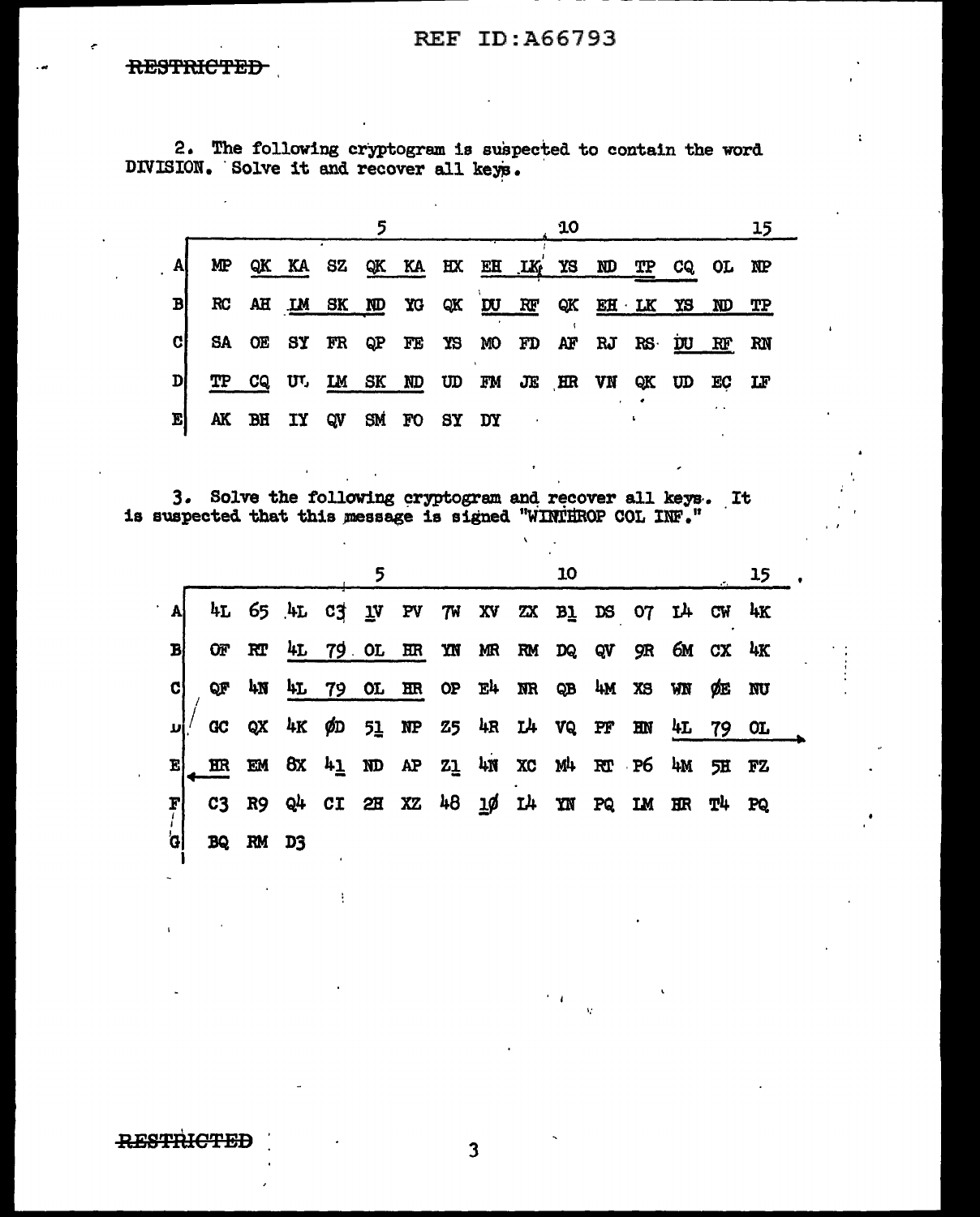2. The following cryptogram is suspected to contain the word DIVISION. Solve it and recover all keys.

| | 1 | 2 | 3 | 4 | 5 | 6 | 7 | 8 | 9 | 10 | 11 | 12 | 13 | 14 | 15 |
|---|---|---|---|---|---|---|---|---|---|---|---|---|---|---|---|
| A | MP | QK | KA | SZ | QK | KA | HX | EH | LK | YS | ND | TP | CQ | OL | NP |
| B | RC | AH | LM | SK | ND | YG | QK | DU | RF | QK | EH | LK | YS | ND | TP |
| C | SA | OE | SY | FR | QP | FE | YS | MO | FD | AF | RJ | RS | DU | RF | RN |
| D | TP | CQ | UU | LM | SK | ND | UD | FM | JE | HR | VN | QK | UD | EC | LF |
| E | AK | BH | IY | QV | SM | FO | SY | DY | | | | | | | |

3. Solve the following cryptogram and recover all keys. It is suspected that this message is signed "WINTHROP COL INF."

| | 1 | 2 | 3 | 4 | 5 | 6 | 7 | 8 | 9 | 10 | 11 | 12 | 13 | 14 | 15 |
|---|---|---|---|---|---|---|---|---|---|---|---|---|---|---|---|
| A | 4L | 65 | 4L | C3 | 1V | PV | 7W | XV | ZX | B1 | DS | 07 | I4 | CW | 4K |
| B | OF | RT | 4L | 79 | OL | HR | YN | MR | RM | DQ | QV | 9R | 6M | CX | 4K |
| C | QF | 4N | 4L | 79 | OL | HR | OP | E4 | NR | QB | 4M | XS | WN | ØE | NU |
| D | GC | QX | 4K | ØD | 51 | NP | Z5 | 4R | I4 | VQ | PF | HN | 4L | 79 | OL |
| E | HR | EM | 8X | 41 | ND | AP | Z1 | 4N | XC | M4 | RT | P6 | 4M | 5H | FZ |
| F | C3 | R9 | Q4 | CI | 2H | XZ | 48 | 1Ø | I4 | YN | PQ | IM | HR | T4 | PQ |
| G | BQ | RM | D3 | | | | | | | | | | | | |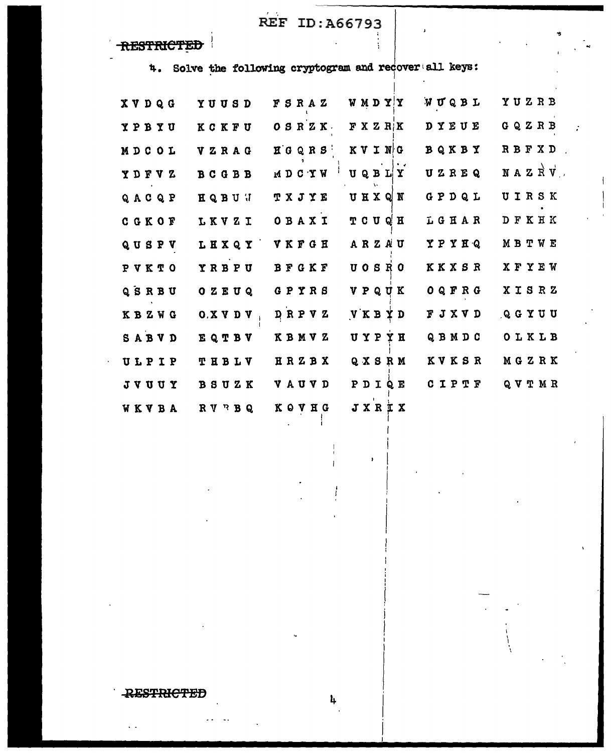4. Solve the following cryptogram and recover all keys:

```
XVDQG  YUUSD  FSRAZ  WMDYY  WUQBL  YUZRB
YPBYU  KCKFU  OSRZK  FXZRK  DYEUE  GQZRB
MDCOL  VZRAG  HGQRS  KVING  BQKBY  RBFXD
YDFVZ  BCGBB  MDCYW  UQBLY  UZREQ  NAZRV
QACQP  HQBUW  TXJYE  UHXQN  GPDQL  UIRSK
CGKOF  LKVZI  OBAXI  TCUQH  LGHAR  DFKHK
QUSPV  LHXQY  VKFGH  ARZAU  YPYHQ  MBTWE
PVKTO  YRBPU  BFGKF  UOSRO  KKXSR  XFYEW
QSRBU  OZEUQ  GPYRS  VPQUK  OQFRG  XISRZ
KBZWG  OXVDV  DRPVZ  VKBYD  FJXVD  QGYUU
SABVD  EQTBV  KBMVZ  UYPYH  QBMDC  OLKLB
ULPIP  THBLV  HRZBX  QXSRM  KVKSR  MGZRK
JVUUY  BSUZK  VAUVD  PDIQE  CIPTF  QVTMR
WKVBA  RVRBQ  KQVHG  JXRIX
```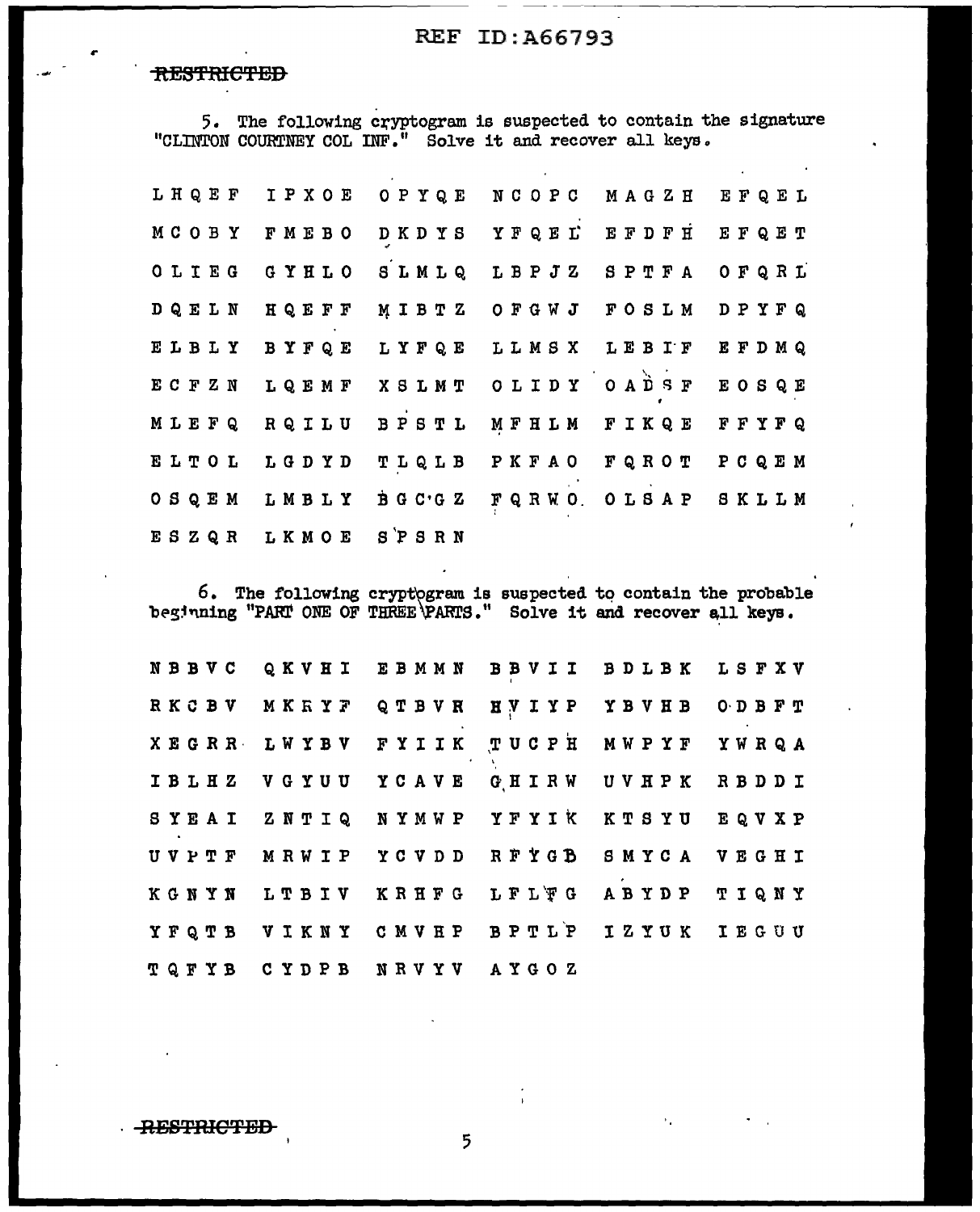RESTRICTED

5. The following cryptogram is suspected to contain the signature "CLINTON COURTNEY COL INF." Solve it and recover all keys.

```
LHQEF  IPXOE  OPYQE  NCOPC  MAGZH  EFQEL
MCOBY  FMEBO  DKDYS  YFQEL  EFDFH  EFQET
OLIEG  GYHLO  SLMLQ  LBPJZ  SPTFA  OFQRL
DQELN  HQEFF  MIBTZ  OFGWJ  FOSLM  DPYFQ
ELBLY  BYFQE  LYFQE  LLMSX  LEBIF  EFDMQ
ECFZN  LQEMF  XSLMT  OLIDY  OADSF  EOSQE
MLEFQ  RQILU  BPSTL  MFHLM  FIKQE  FFYFQ
ELTOL  LGDYD  TLQLB  PKFAO  FQROT  PCQEM
OSQEM  LMBLY  BGCGZ  FQRWO  OLSAP  SKLLM
ESZQR  LKMOE  SPSRN
```

6. The following cryptogram is suspected to contain the probable beginning "PART ONE OF THREE PARTS." Solve it and recover all keys.

```
NBBVC  QKVHI  EBMMN  BBVII  BDLBK  LSFXV
RKCBV  MKRYF  QTBVR  HVIYP  YBVHB  ODBFT
XEGRR  LWYBV  FYIIK  TUCPH  MWPYF  YWRQA
IBLHZ  VGYUU  YCAVE  GHIRW  UVHPK  RBDDI
SYEAI  ZNTIQ  NYMWP  YFYIK  KTSYU  EQVXP
UVPTF  MRWIP  YCVDD  RFYGB  SMYCA  VEGHI
KGNYN  LTBIV  KRHFG  LFLFG  ABYDP  TIQNY
YFQTB  VIKNY  CMVHP  BPTLP  IZYUK  IEGUU
TQFYB  CYDPB  NRVYV  AYGOZ
```

RESTRICTED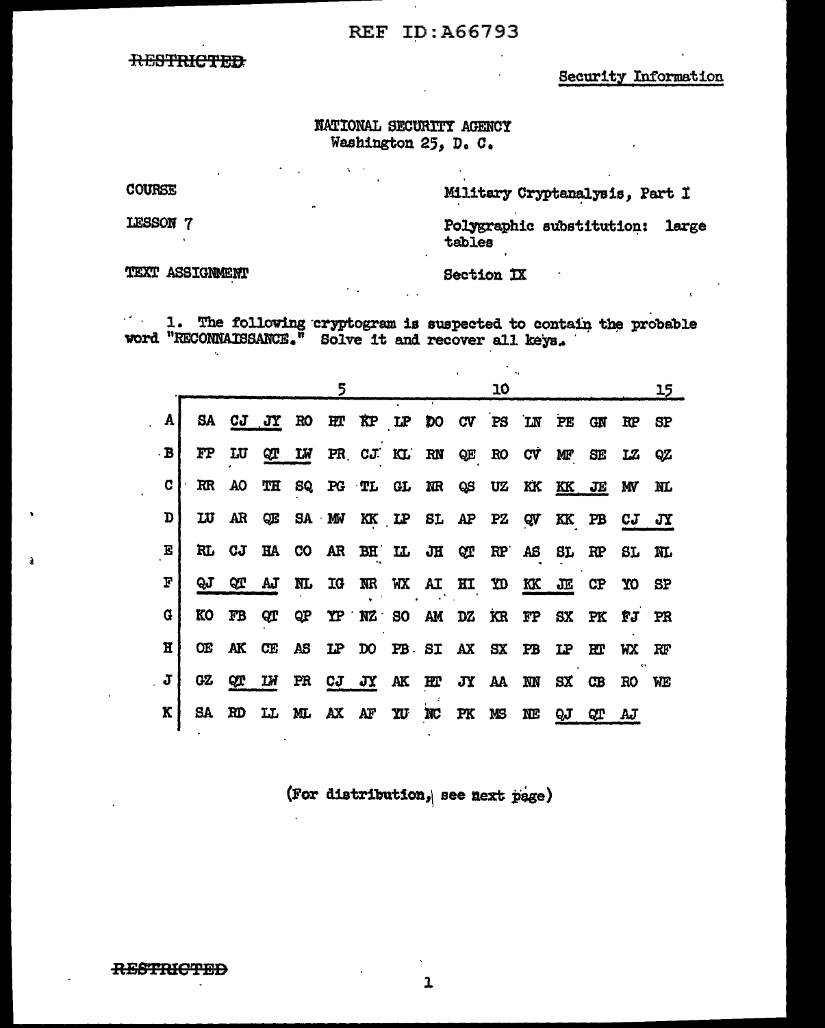REF ID:A66793

~~RESTRICTED~~

Security Information

NATIONAL SECURITY AGENCY
Washington 25, D. C.

COURSE — Military Cryptanalysis, Part I

LESSON 7 — Polygraphic substitution: large tables

TEXT ASSIGNMENT — Section IX

1. The following cryptogram is suspected to contain the probable word "RECONNAISSANCE." Solve it and recover all keys.

| | 1 | 2 | 3 | 4 | 5 | 6 | 7 | 8 | 9 | 10 | 11 | 12 | 13 | 14 | 15 |
|---|---|---|---|---|---|---|---|---|---|---|---|---|---|---|---|
| A | SA | CJ | JY | RO | HT | KP | LP | DO | CV | PS | LN | PE | GN | RP | SP |
| B | FP | LU | QT | LW | PR | CJ | KL | RN | QE | RO | CV | MF | SE | LZ | QZ |
| C | RR | AO | TH | SQ | PG | TL | GL | NR | QS | UZ | KK | KK | JE | MV | NL |
| D | LU | AR | QE | SA | MW | KK | LP | SL | AP | PZ | QV | KK | PB | CJ | JY |
| E | RL | CJ | HA | CO | AR | BH | LL | JH | QT | RP | AS | SL | RP | SL | NL |
| F | QJ | QT | AJ | NL | IG | NR | WX | AI | HI | YD | KK | JE | CP | YO | SP |
| G | KO | FB | QT | QP | YP | NZ | SO | AM | DZ | KR | FP | SX | PK | FJ | PR |
| H | OE | AK | CE | AS | LP | DO | PB | SI | AX | SX | PB | LP | HT | WX | RF |
| J | GZ | QT | LW | PR | CJ | JY | AK | HT | JY | AA | NN | SX | CB | RO | WE |
| K | SA | RD | LL | ML | AX | AF | YU | NC | PK | MS | NE | QJ | QT | AJ | |

(For distribution, see next page)

~~RESTRICTED~~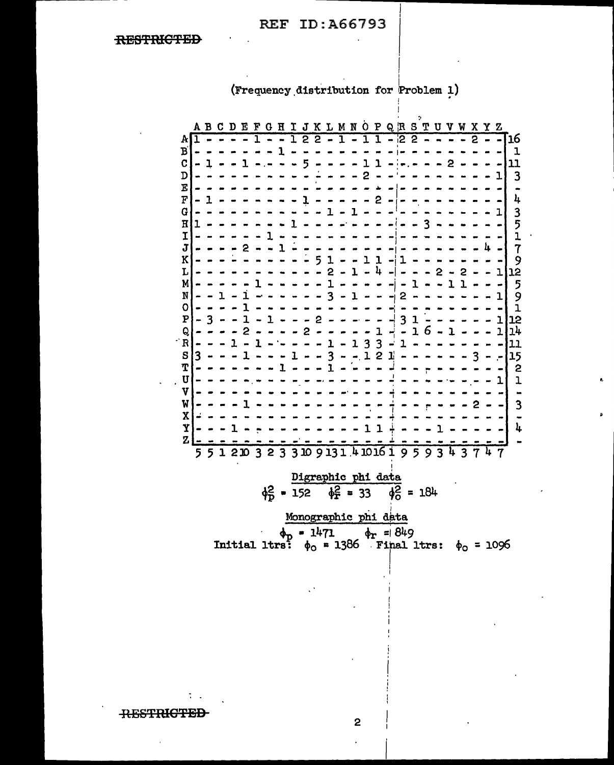(Frequency distribution for Problem 1)

| | A | B | C | D | E | F | G | H | I | J | K | L | M | N | O | P | Q | R | S | T | U | V | W | X | Y | Z | |
|---|---|---|---|---|---|---|---|---|---|---|---|---|---|---|---|---|---|---|---|---|---|---|---|---|---|---|---|
| A | 1 | - | - | - | - | 1 | - | - | 1 | 2 | 2 | - | 1 | - | 1 | 1 | - | 2 | 2 | - | - | - | - | 2 | - | - | 16 |
| B | - | - | - | - | - | - | - | 1 | - | - | - | - | - | - | - | - | - | - | - | - | - | - | - | - | - | - | 1 |
| C | - | 1 | - | - | 1 | - | - | - | - | 5 | - | - | - | - | 1 | 1 | - | - | - | - | - | 2 | - | - | - | - | 11 |
| D | - | - | - | - | - | - | - | - | - | - | - | - | - | - | 2 | - | - | - | - | - | - | - | - | - | - | 1 | 3 |
| E | - | - | - | - | - | - | - | - | - | - | - | - | - | - | - | - | - | - | - | - | - | - | - | - | - | - | - |
| F | - | 1 | - | - | - | - | - | - | - | 1 | - | - | - | - | - | 2 | - | - | - | - | - | - | - | - | - | - | 4 |
| G | - | - | - | - | - | - | - | - | - | - | - | 1 | - | 1 | - | - | - | - | - | - | - | - | - | - | - | 1 | 3 |
| H | 1 | - | - | - | - | - | - | - | 1 | - | - | - | - | - | - | - | - | - | - | 3 | - | - | - | - | - | - | 5 |
| I | - | - | - | - | - | - | 1 | - | - | - | - | - | - | - | - | - | - | - | - | - | - | - | - | - | - | - | 1 |
| J | - | - | - | - | 2 | - | - | 1 | - | - | - | - | - | - | - | - | - | - | - | - | - | - | - | - | 4 | - | 7 |
| K | - | - | - | - | - | - | - | - | - | - | 5 | 1 | - | - | 1 | 1 | - | 1 | - | - | - | - | - | - | - | - | 9 |
| L | - | - | - | - | - | - | - | - | - | - | - | 2 | - | 1 | - | 4 | - | - | - | - | 2 | - | 2 | - | - | 1 | 12 |
| M | - | - | - | - | - | 1 | - | - | - | - | - | 1 | - | - | - | - | - | - | 1 | - | - | 1 | 1 | - | - | - | 5 |
| N | - | - | 1 | - | 1 | - | - | - | - | - | - | 3 | - | 1 | - | - | - | 2 | - | - | - | - | - | - | - | 1 | 9 |
| O | - | - | - | - | 1 | - | - | - | - | - | - | - | - | - | - | - | - | - | - | - | - | - | - | - | - | - | 1 |
| P | - | 3 | - | - | 1 | - | 1 | - | - | - | 2 | - | - | - | - | - | - | 3 | 1 | - | - | - | - | - | - | 1 | 12 |
| Q | - | - | - | - | 2 | - | - | - | - | 2 | - | - | - | - | - | 1 | - | - | 1 | 6 | - | 1 | - | - | - | 1 | 14 |
| R | - | - | - | 1 | - | 1 | - | - | - | - | - | 1 | - | 1 | 3 | 3 | - | 1 | - | - | - | - | - | - | - | - | 11 |
| S | 3 | - | - | - | 1 | - | - | - | 1 | - | - | 3 | - | - | 1 | 2 | 1 | - | - | - | - | - | - | 3 | - | - | 15 |
| T | - | - | - | - | - | - | - | 1 | - | - | - | 1 | - | - | - | - | - | - | - | - | - | - | - | - | - | - | 2 |
| U | - | - | - | - | - | - | - | - | - | - | - | - | - | - | - | - | - | - | - | - | - | - | - | - | - | 1 | 1 |
| V | - | - | - | - | - | - | - | - | - | - | - | - | - | - | - | - | - | - | - | - | - | - | - | - | - | - | - |
| W | - | - | - | - | 1 | - | - | - | - | - | - | - | - | - | - | - | - | - | - | - | - | - | - | 2 | - | - | 3 |
| X | - | - | - | - | - | - | - | - | - | - | - | - | - | - | - | - | - | - | - | - | - | - | - | - | - | - | - |
| Y | - | - | - | 1 | - | - | - | - | - | - | - | - | - | - | 1 | 1 | - | - | - | - | 1 | - | - | - | - | - | 4 |
| Z | - | - | - | - | - | - | - | - | - | - | - | - | - | - | - | - | - | - | - | - | - | - | - | - | - | - | - |
| | 5 | 5 | 1 | 2 | 10 | 3 | 2 | 3 | 3 | 10 | 9 | 13 | 1 | 4 | 10 | 16 | 1 | 9 | 5 | 9 | 3 | 4 | 3 | 7 | 4 | 7 | |

Digraphic phi data

$\phi^2_p = 152 \quad \phi^2_r = 33 \quad \phi^2_o = 184$

Monographic phi data

$\phi_p = 1471 \quad \phi_r = 849$

Initial ltrs: $\phi_o = 1386$ Final ltrs: $\phi_o = 1096$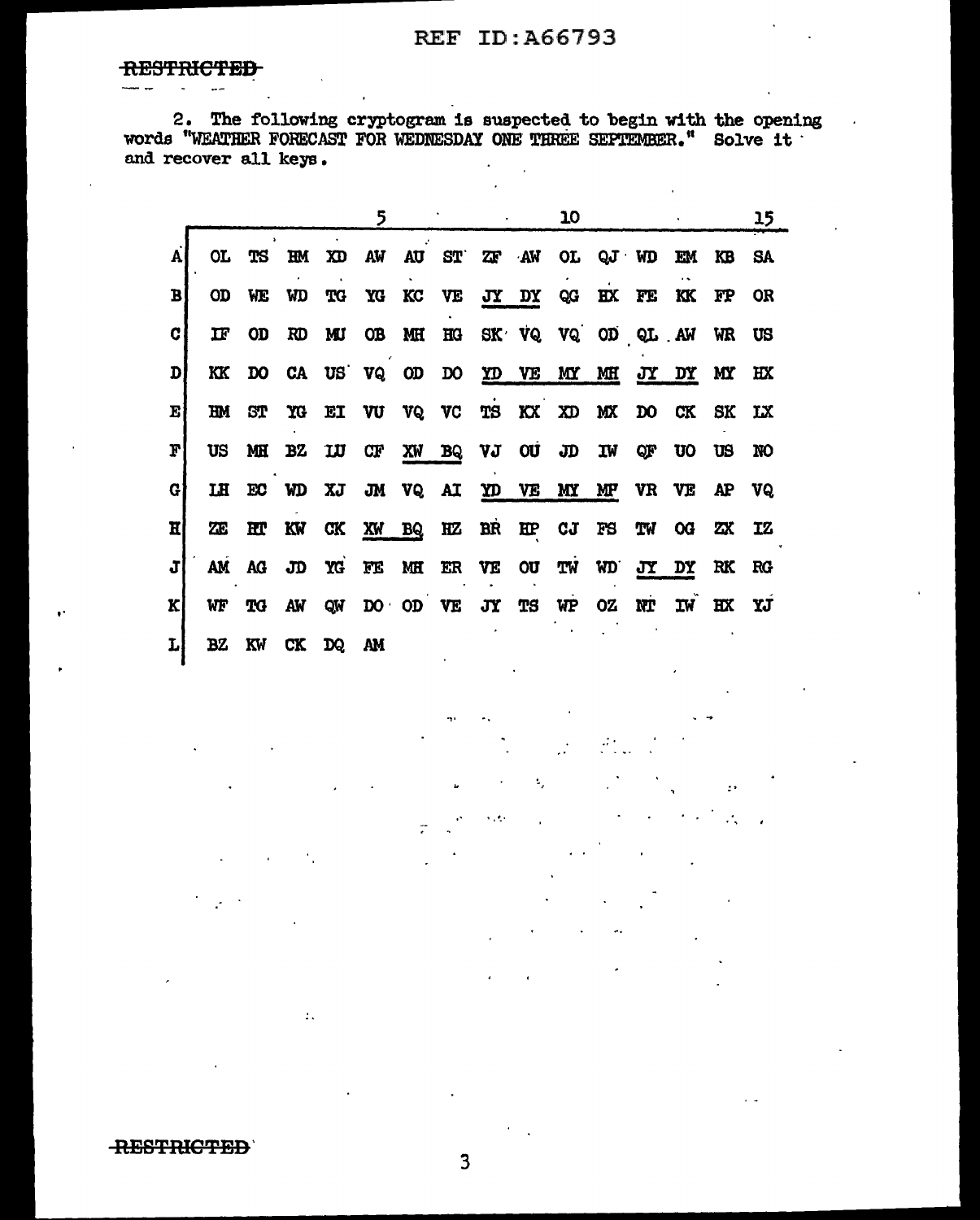RESTRICTED

2. The following cryptogram is suspected to begin with the opening words "WEATHER FORECAST FOR WEDNESDAY ONE THREE SEPTEMBER." Solve it and recover all keys.

| | 1 | 2 | 3 | 4 | 5 | 6 | 7 | 8 | 9 | 10 | 11 | 12 | 13 | 14 | 15 |
|---|---|---|---|---|---|---|---|---|---|---|---|---|---|---|---|
| A | OL | TS | HM | XD | AW | AU | ST | ZF | AW | OL | QJ | WD | EM | KB | SA |
| B | OD | WE | WD | TG | YG | KC | VE | JY | DY | QG | HX | FE | KK | FP | OR |
| C | IF | OD | RD | MU | OB | MH | HG | SK | VQ | VQ | OD | QL | AW | WR | US |
| D | KK | DO | CA | US | VQ | OD | DO | YD | VE | MY | MH | JY | DY | MY | HX |
| E | HM | ST | YG | EI | VU | VQ | VC | TS | KX | XD | MX | DO | CK | SK | LX |
| F | US | MH | BZ | LU | CF | XW | BQ | VJ | OU | JD | IW | QF | UO | US | NO |
| G | LH | EC | WD | XJ | JM | VQ | AI | YD | VE | MY | MF | VR | VE | AP | VQ |
| H | ZE | HT | KW | CK | XW | BQ | HZ | BR | HP | CJ | FS | TW | OG | ZX | IZ |
| J | AM | AG | JD | YG | FE | MH | ER | VE | OU | TW | WD | JY | DY | RK | RG |
| K | WF | TG | AW | QW | DO | OD | VE | JY | TS | WP | OZ | NT | IW | HX | YJ |
| L | BZ | KW | CK | DQ | AM | | | | | | | | | | |

RESTRICTED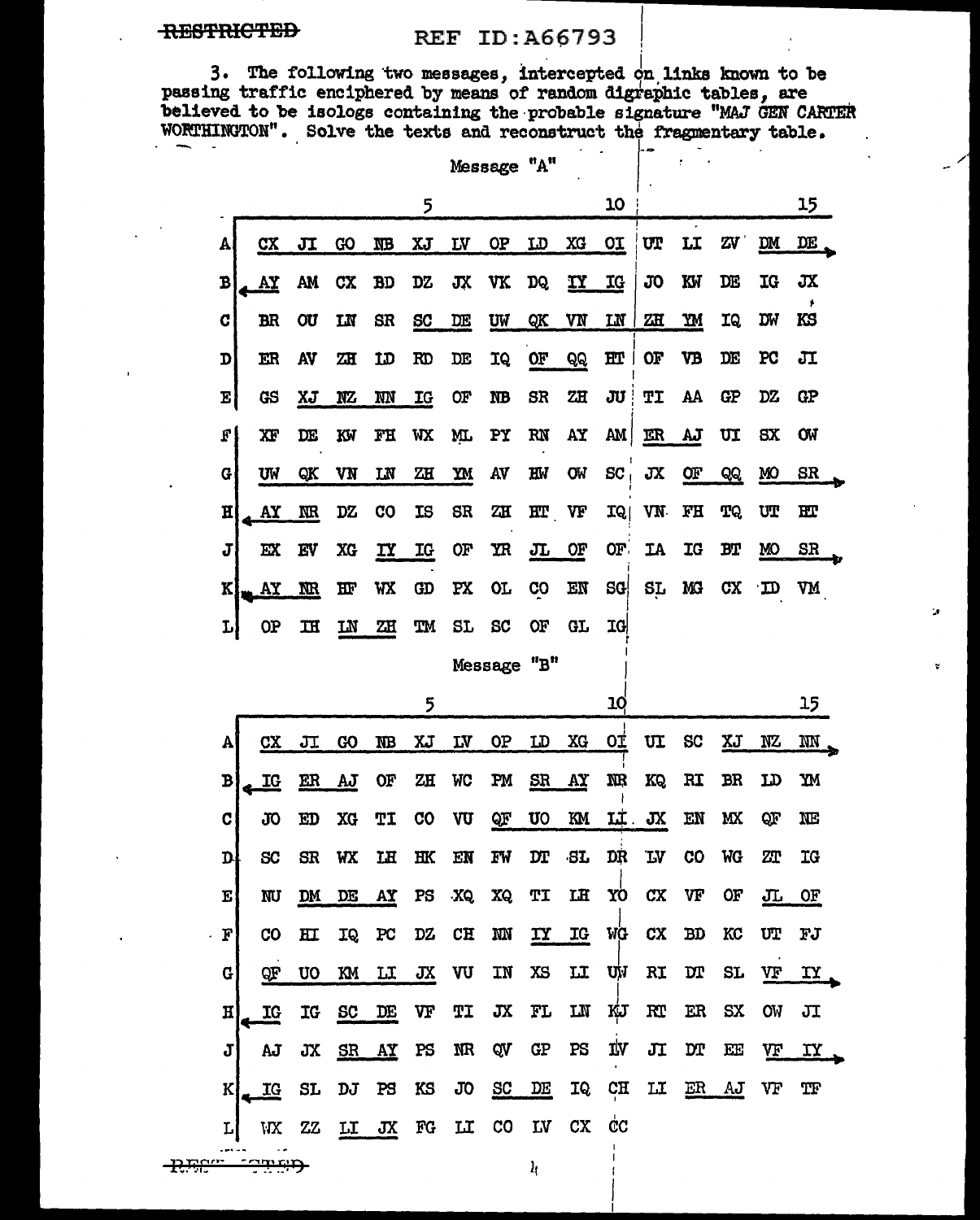RESTRICTED

3. The following two messages, intercepted on links known to be passing traffic enciphered by means of random digraphic tables, are believed to be isologs containing the probable signature "MAJ GEN CARTER WORTHINGTON". Solve the texts and reconstruct the fragmentary table.

Message "A"

| | 1 | 2 | 3 | 4 | 5 | 6 | 7 | 8 | 9 | 10 | 11 | 12 | 13 | 14 | 15 |
|---|---|---|---|---|---|---|---|---|---|---|---|---|---|---|---|
| A | CX | JI | GO | NB | XJ | LV | OP | LD | XG | OI | UT | LI | ZV | DM | DE |
| B | AY | AM | CX | BD | DZ | JX | VK | DQ | IY | IG | JO | KW | DE | IG | JX |
| C | BR | OU | LN | SR | SC | DE | UW | QK | VN | LN | ZH | YM | IQ | DW | KS |
| D | ER | AV | ZH | ID | RD | DE | IQ | OF | QQ | HT | OF | VB | DE | PC | JI |
| E | GS | XJ | NZ | NN | IG | OF | NB | SR | ZH | JU | TI | AA | GP | DZ | GP |
| F | XF | DE | KW | FH | WX | ML | PY | RN | AY | AM | ER | AJ | UI | SX | OW |
| G | UW | QK | VN | LN | ZH | YM | AV | HW | OW | SC | JX | OF | QQ | MO | SR |
| H | AY | NR | DZ | CO | IS | SR | ZH | HT | VF | IQ | VN | FH | TQ | UT | HT |
| J | EX | EV | XG | IY | IG | OF | YR | JL | OF | OF | IA | IG | BT | MO | SR |
| K | AY | NR | HF | WX | GD | PX | OL | CO | EN | SG | SL | MG | CX | ID | VM |
| L | OP | IH | LN | ZH | TM | SL | SC | OF | GL | IG | | | | | |

Message "B"

| | 1 | 2 | 3 | 4 | 5 | 6 | 7 | 8 | 9 | 10 | 11 | 12 | 13 | 14 | 15 |
|---|---|---|---|---|---|---|---|---|---|---|---|---|---|---|---|
| A | CX | JI | GO | NB | XJ | LV | OP | LD | XG | OI | UI | SC | XJ | NZ | NN |
| B | IG | ER | AJ | OF | ZH | WC | PM | SR | AY | NR | KQ | RI | BR | LD | YM |
| C | JO | ED | XG | TI | CO | VU | QF | UO | KM | LI | JX | EN | MX | QF | NE |
| D | SC | SR | WX | LH | HK | EN | FW | DT | SL | DR | LV | CO | WG | ZT | IG |
| E | NU | DM | DE | AY | PS | XQ | XQ | TI | LH | YO | CX | VF | OF | JL | OF |
| F | CO | HI | IQ | PC | DZ | CH | NN | IY | IG | WG | CX | BD | KC | UT | FJ |
| G | QF | UO | KM | LI | JX | VU | IN | XS | LI | UW | RI | DT | SL | VF | IY |
| H | IG | IG | SC | DE | VF | TI | JX | FL | LN | KJ | RT | ER | SX | OW | JI |
| J | AJ | JX | SR | AY | PS | NR | QV | GP | PS | IV | JI | DT | EE | VF | IY |
| K | IG | SL | DJ | PS | KS | JO | SC | DE | IQ | CH | LI | ER | AJ | VF | TF |
| L | WX | ZZ | LI | JX | FG | LI | CO | LV | CX | CC | | | | | |

RESTRICTED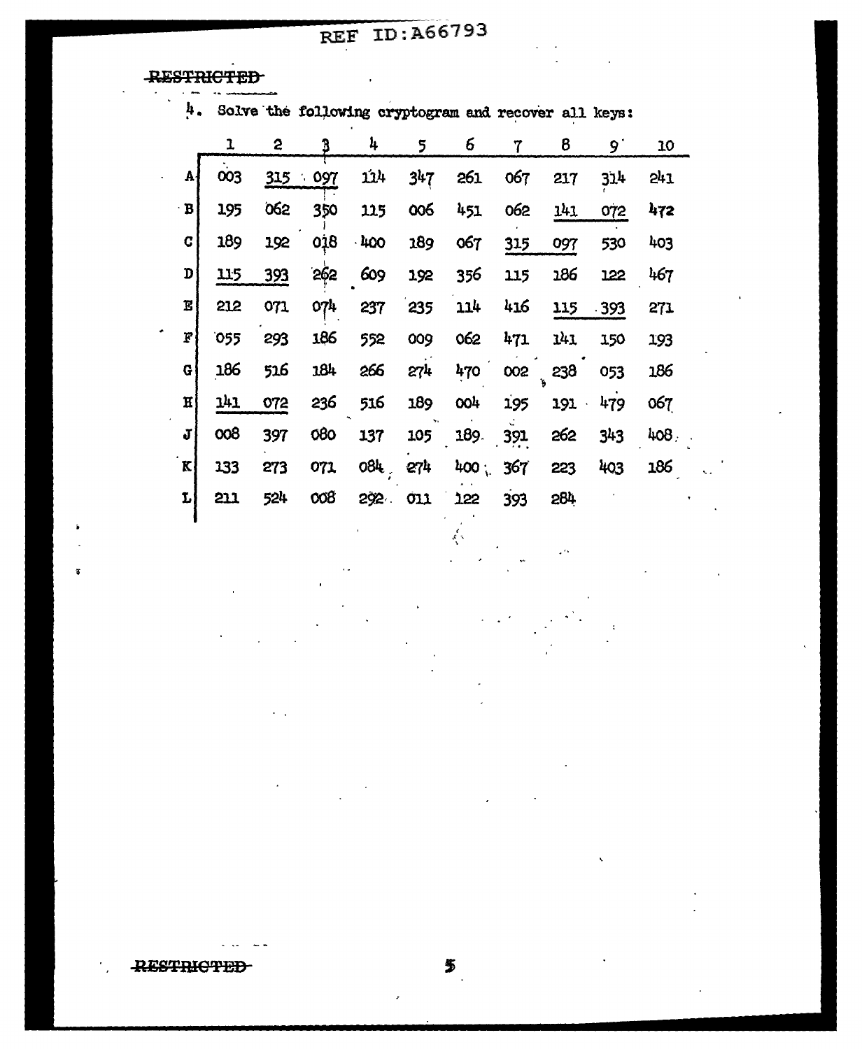~~RESTRICTED~~

4. Solve the following cryptogram and recover all keys:

| | 1 | 2 | 3 | 4 | 5 | 6 | 7 | 8 | 9 | 10 |
|---|---|---|---|---|---|---|---|---|---|---|
| A | 003 | 315 | 097 | 114 | 347 | 261 | 067 | 217 | 314 | 241 |
| B | 195 | 062 | 350 | 115 | 006 | 451 | 062 | 141 | 072 | 472 |
| C | 189 | 192 | 018 | 400 | 189 | 067 | 315 | 097 | 530 | 403 |
| D | 115 | 393 | 262 | 609 | 192 | 356 | 115 | 186 | 122 | 467 |
| E | 212 | 071 | 074 | 237 | 235 | 114 | 416 | 115 | 393 | 271 |
| F | 055 | 293 | 186 | 552 | 009 | 062 | 471 | 141 | 150 | 193 |
| G | 186 | 516 | 184 | 266 | 274 | 470 | 002 | 238 | 053 | 186 |
| H | 141 | 072 | 236 | 516 | 189 | 004 | 195 | 191 | 479 | 067 |
| J | 008 | 397 | 080 | 137 | 105 | 189 | 391 | 262 | 343 | 408 |
| K | 133 | 273 | 071 | 084 | 274 | 400 | 367 | 223 | 403 | 186 |
| L | 211 | 524 | 008 | 292 | 011 | 122 | 393 | 284 | | |

~~RESTRICTED~~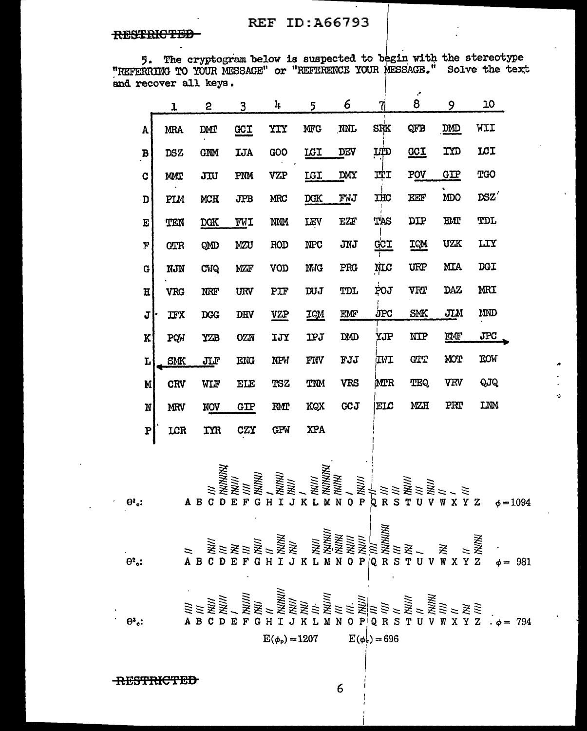RESTRICTED

5. The cryptogram below is suspected to begin with the stereotype "REFERRING TO YOUR MESSAGE" or "REFERENCE YOUR MESSAGE." Solve the text and recover all keys.

| | 1 | 2 | 3 | 4 | 5 | 6 | 7 | 8 | 9 | 10 |
|---|---|---|---|---|---|---|---|---|---|---|
| A | MRA | DMT | GCI | YIY | MFG | NNL | SRK | QFB | DMD | WII |
| B | DSZ | GNM | IJA | GOO | LGI | DEV | LTD | GCI | IYD | LCI |
| C | MMT | JIU | PNM | VZP | LGI | DMY | ITI | POV | GIP | TGO |
| D | PLM | MCH | JPB | MRC | DGK | FWJ | IHC | EEF | MDO | DSZ |
| E | TEN | DGK | FWI | NNM | LEV | EZF | TAS | DIP | HMT | TDL |
| F | GTR | QMD | MZU | ROD | NPC | JNJ | GCI | IQM | UZK | LIY |
| G | NJN | CWQ | MZF | VOD | NWG | PRG | NLC | URP | MIA | DGI |
| H | VRG | NRF | URV | PIF | DUJ | TDL | POJ | VRT | DAZ | MRI |
| J | IFX | DGG | DHV | VZP | IQM | EMF | JPC | SMK | JLM | MND |
| K | PQW | YZB | OZN | IJY | IPJ | DMD | YJP | NIP | EMF | JPC |
| L | SMK | JLF | ENG | NPW | FNV | FJJ | IWI | GTT | MOT | EOW |
| M | CRV | WLF | ELE | TSZ | TNM | VRS | MTR | TEQ | VRV | QJQ |
| N | MRV | NOV | GIP | RMT | KQX | GCJ | ELC | MZH | PRT | LNM |
| P | LCR | IYR | CZY | GPW | XPA | | | | | |

$\theta^1_c$: A B C D E F G H I J K L M N O P Q R S T U V W X Y Z $\phi = 1094$

$\theta^2_c$: A B C D E F G H I J K L M N O P Q R S T U V W X Y Z $\phi = 981$

$\theta^3_c$: A B C D E F G H I J K L M N O P Q R S T U V W X Y Z $\phi = 794$

$E(\phi_p) = 1207$ $E(\phi_r) = 696$

RESTRICTED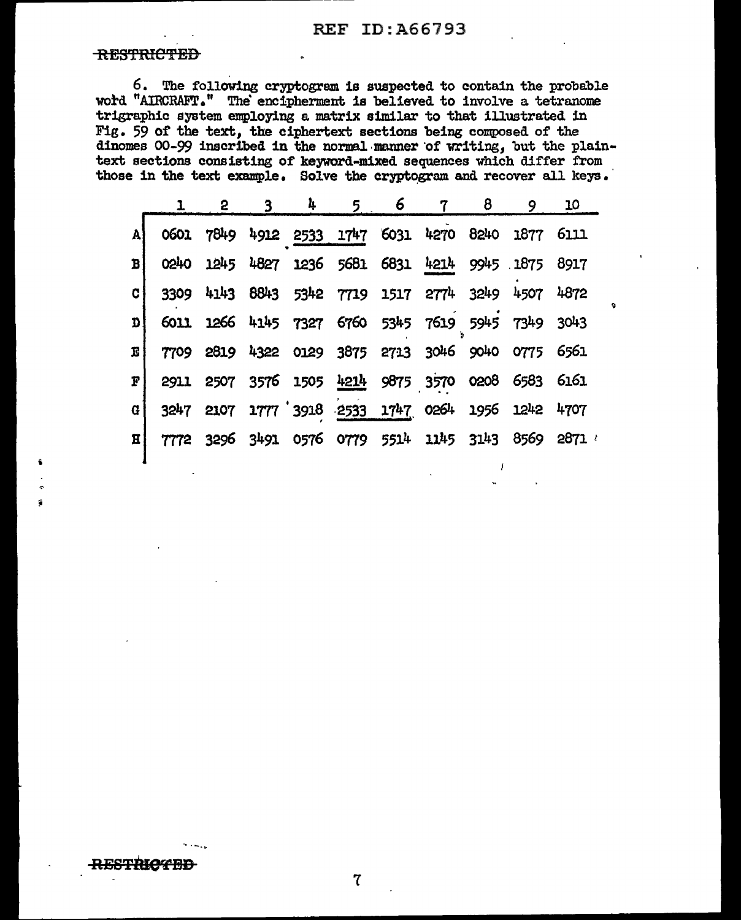RESTRICTED

6. The following cryptogram is suspected to contain the probable word "AIRCRAFT." The encipherment is believed to involve a tetranome trigraphic system employing a matrix similar to that illustrated in Fig. 59 of the text, the ciphertext sections being composed of the dinomes 00-99 inscribed in the normal manner of writing, but the plaintext sections consisting of keyword-mixed sequences which differ from those in the text example. Solve the cryptogram and recover all keys.

| | 1 | 2 | 3 | 4 | 5 | 6 | 7 | 8 | 9 | 10 |
|---|---|---|---|---|---|---|---|---|---|---|
| A | 0601 | 7849 | 4912 | 2533 | 1747 | 6031 | 4270 | 8240 | 1877 | 6111 |
| B | 0240 | 1245 | 4827 | 1236 | 5681 | 6831 | 4214 | 9945 | 1875 | 8917 |
| C | 3309 | 4143 | 8843 | 5342 | 7719 | 1517 | 2774 | 3249 | 4507 | 4872 |
| D | 6011 | 1266 | 4145 | 7327 | 6760 | 5345 | 7619 | 5945 | 7349 | 3043 |
| E | 7709 | 2819 | 4322 | 0129 | 3875 | 2713 | 3046 | 9040 | 0775 | 6561 |
| F | 2911 | 2507 | 3576 | 1505 | 4214 | 9875 | 3570 | 0208 | 6583 | 6161 |
| G | 3247 | 2107 | 1777 | 3918 | 2533 | 1747 | 0264 | 1956 | 1242 | 4707 |
| H | 7772 | 3296 | 3491 | 0576 | 0779 | 5514 | 1145 | 3143 | 8569 | 2871 |

RESTRICTED